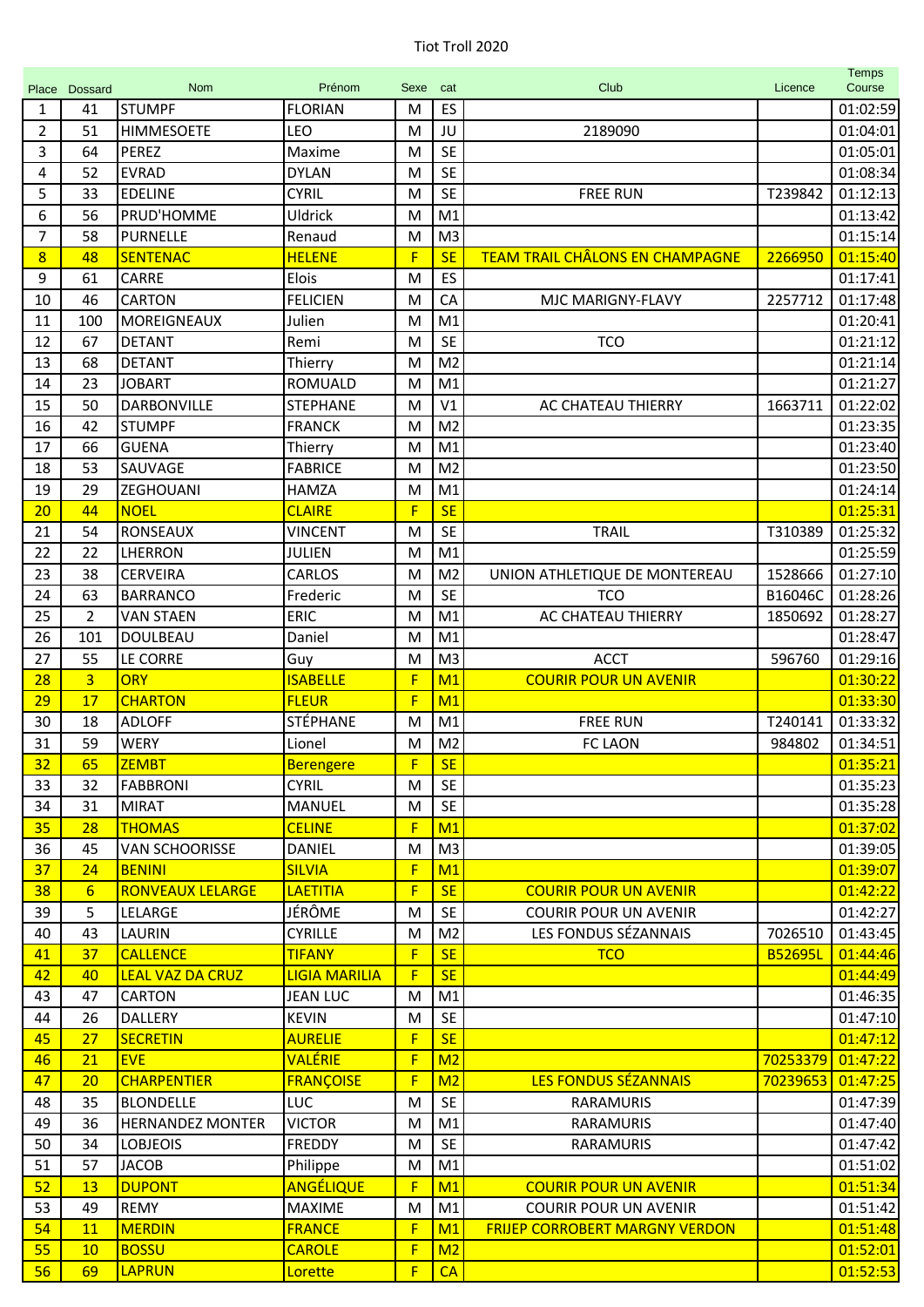Tiot Troll 2020

| Place | Dossard | Nom | Prénom | Sexe | cat | Club | Licence | Temps Course |
|---|---|---|---|---|---|---|---|---|
| 1 | 41 | STUMPF | FLORIAN | M | ES | | | 01:02:59 |
| 2 | 51 | HIMMESOETE | LEO | M | JU | 2189090 | | 01:04:01 |
| 3 | 64 | PEREZ | Maxime | M | SE | | | 01:05:01 |
| 4 | 52 | EVRAD | DYLAN | M | SE | | | 01:08:34 |
| 5 | 33 | EDELINE | CYRIL | M | SE | FREE RUN | T239842 | 01:12:13 |
| 6 | 56 | PRUD'HOMME | Uldrick | M | M1 | | | 01:13:42 |
| 7 | 58 | PURNELLE | Renaud | M | M3 | | | 01:15:14 |
| 8 | 48 | SENTENAC | HELENE | F | SE | TEAM TRAIL CHÂLONS EN CHAMPAGNE | 2266950 | 01:15:40 |
| 9 | 61 | CARRE | Elois | M | ES | | | 01:17:41 |
| 10 | 46 | CARTON | FELICIEN | M | CA | MJC MARIGNY-FLAVY | 2257712 | 01:17:48 |
| 11 | 100 | MOREIGNEAUX | Julien | M | M1 | | | 01:20:41 |
| 12 | 67 | DETANT | Remi | M | SE | TCO | | 01:21:12 |
| 13 | 68 | DETANT | Thierry | M | M2 | | | 01:21:14 |
| 14 | 23 | JOBART | ROMUALD | M | M1 | | | 01:21:27 |
| 15 | 50 | DARBONVILLE | STEPHANE | M | V1 | AC CHATEAU THIERRY | 1663711 | 01:22:02 |
| 16 | 42 | STUMPF | FRANCK | M | M2 | | | 01:23:35 |
| 17 | 66 | GUENA | Thierry | M | M1 | | | 01:23:40 |
| 18 | 53 | SAUVAGE | FABRICE | M | M2 | | | 01:23:50 |
| 19 | 29 | ZEGHOUANI | HAMZA | M | M1 | | | 01:24:14 |
| 20 | 44 | NOEL | CLAIRE | F | SE | | | 01:25:31 |
| 21 | 54 | RONSEAUX | VINCENT | M | SE | TRAIL | T310389 | 01:25:32 |
| 22 | 22 | LHERRON | JULIEN | M | M1 | | | 01:25:59 |
| 23 | 38 | CERVEIRA | CARLOS | M | M2 | UNION ATHLETIQUE DE MONTEREAU | 1528666 | 01:27:10 |
| 24 | 63 | BARRANCO | Frederic | M | SE | TCO | B16046C | 01:28:26 |
| 25 | 2 | VAN STAEN | ERIC | M | M1 | AC CHATEAU THIERRY | 1850692 | 01:28:27 |
| 26 | 101 | DOULBEAU | Daniel | M | M1 | | | 01:28:47 |
| 27 | 55 | LE CORRE | Guy | M | M3 | ACCT | 596760 | 01:29:16 |
| 28 | 3 | ORY | ISABELLE | F | M1 | COURIR POUR UN AVENIR | | 01:30:22 |
| 29 | 17 | CHARTON | FLEUR | F | M1 | | | 01:33:30 |
| 30 | 18 | ADLOFF | STÉPHANE | M | M1 | FREE RUN | T240141 | 01:33:32 |
| 31 | 59 | WERY | Lionel | M | M2 | FC LAON | 984802 | 01:34:51 |
| 32 | 65 | ZEMBT | Berengere | F | SE | | | 01:35:21 |
| 33 | 32 | FABBRONI | CYRIL | M | SE | | | 01:35:23 |
| 34 | 31 | MIRAT | MANUEL | M | SE | | | 01:35:28 |
| 35 | 28 | THOMAS | CELINE | F | M1 | | | 01:37:02 |
| 36 | 45 | VAN SCHOORISSE | DANIEL | M | M3 | | | 01:39:05 |
| 37 | 24 | BENINI | SILVIA | F | M1 | | | 01:39:07 |
| 38 | 6 | RONVEAUX LELARGE | LAETITIA | F | SE | COURIR POUR UN AVENIR | | 01:42:22 |
| 39 | 5 | LELARGE | JÉRÔME | M | SE | COURIR POUR UN AVENIR | | 01:42:27 |
| 40 | 43 | LAURIN | CYRILLE | M | M2 | LES FONDUS SÉZANNAIS | 7026510 | 01:43:45 |
| 41 | 37 | CALLENCE | TIFANY | F | SE | TCO | B52695L | 01:44:46 |
| 42 | 40 | LEAL VAZ DA CRUZ | LIGIA MARILIA | F | SE | | | 01:44:49 |
| 43 | 47 | CARTON | JEAN LUC | M | M1 | | | 01:46:35 |
| 44 | 26 | DALLERY | KEVIN | M | SE | | | 01:47:10 |
| 45 | 27 | SECRETIN | AURELIE | F | SE | | | 01:47:12 |
| 46 | 21 | EVE | VALÉRIE | F | M2 | | 70253379 | 01:47:22 |
| 47 | 20 | CHARPENTIER | FRANÇOISE | F | M2 | LES FONDUS SÉZANNAIS | 70239653 | 01:47:25 |
| 48 | 35 | BLONDELLE | LUC | M | SE | RARAMURIS | | 01:47:39 |
| 49 | 36 | HERNANDEZ MONTER | VICTOR | M | M1 | RARAMURIS | | 01:47:40 |
| 50 | 34 | LOBJEOIS | FREDDY | M | SE | RARAMURIS | | 01:47:42 |
| 51 | 57 | JACOB | Philippe | M | M1 | | | 01:51:02 |
| 52 | 13 | DUPONT | ANGÉLIQUE | F | M1 | COURIR POUR UN AVENIR | | 01:51:34 |
| 53 | 49 | REMY | MAXIME | M | M1 | COURIR POUR UN AVENIR | | 01:51:42 |
| 54 | 11 | MERDIN | FRANCE | F | M1 | FRIJEP CORROBERT MARGNY VERDON | | 01:51:48 |
| 55 | 10 | BOSSU | CAROLE | F | M2 | | | 01:52:01 |
| 56 | 69 | LAPRUN | Lorette | F | CA | | | 01:52:53 |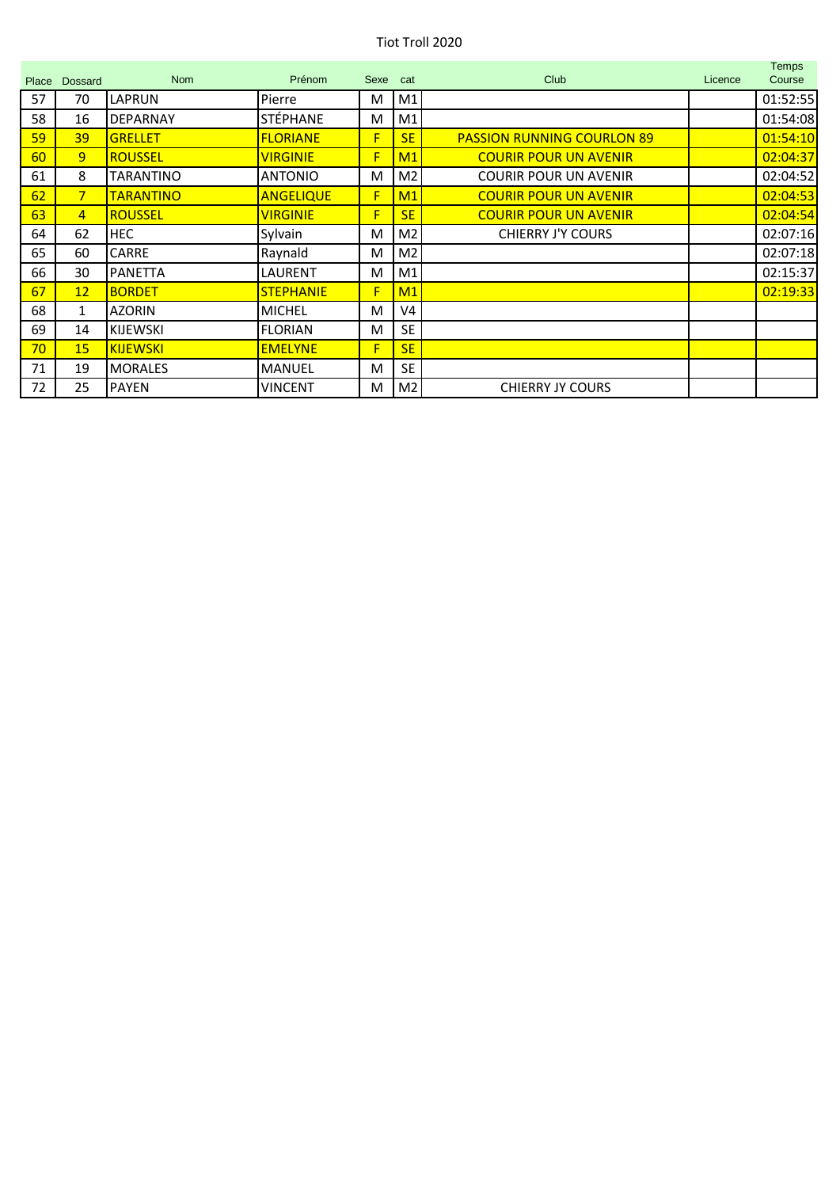Tiot Troll 2020

| Place | Dossard | Nom | Prénom | Sexe | cat | Club | Licence | Temps Course |
|---|---|---|---|---|---|---|---|---|
| 57 | 70 | LAPRUN | Pierre | M | M1 | | | 01:52:55 |
| 58 | 16 | DEPARNAY | STÉPHANE | M | M1 | | | 01:54:08 |
| 59 | 39 | GRELLET | FLORIANE | F | SE | PASSION RUNNING COURLON 89 | | 01:54:10 |
| 60 | 9 | ROUSSEL | VIRGINIE | F | M1 | COURIR POUR UN AVENIR | | 02:04:37 |
| 61 | 8 | TARANTINO | ANTONIO | M | M2 | COURIR POUR UN AVENIR | | 02:04:52 |
| 62 | 7 | TARANTINO | ANGELIQUE | F | M1 | COURIR POUR UN AVENIR | | 02:04:53 |
| 63 | 4 | ROUSSEL | VIRGINIE | F | SE | COURIR POUR UN AVENIR | | 02:04:54 |
| 64 | 62 | HEC | Sylvain | M | M2 | CHIERRY J'Y COURS | | 02:07:16 |
| 65 | 60 | CARRE | Raynald | M | M2 | | | 02:07:18 |
| 66 | 30 | PANETTA | LAURENT | M | M1 | | | 02:15:37 |
| 67 | 12 | BORDET | STEPHANIE | F | M1 | | | 02:19:33 |
| 68 | 1 | AZORIN | MICHEL | M | V4 | | | |
| 69 | 14 | KIJEWSKI | FLORIAN | M | SE | | | |
| 70 | 15 | KIJEWSKI | EMELYNE | F | SE | | | |
| 71 | 19 | MORALES | MANUEL | M | SE | | | |
| 72 | 25 | PAYEN | VINCENT | M | M2 | CHIERRY JY COURS | | |